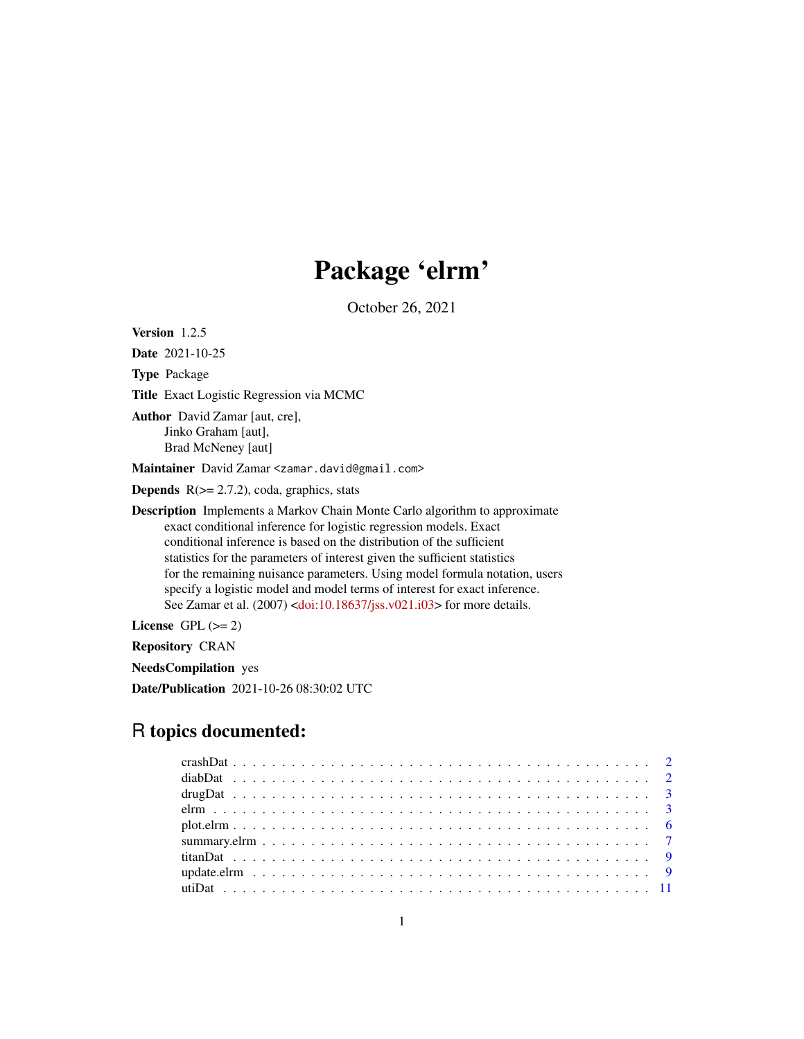# Package 'elrm'

October 26, 2021

**Version** 1.2.5

**Date** 2021-10-25

**Type** Package

**Title** Exact Logistic Regression via MCMC

**Author** David Zamar [aut, cre],
Jinko Graham [aut],
Brad McNeney [aut]

**Maintainer** David Zamar <zamar.david@gmail.com>

**Depends** R(>= 2.7.2), coda, graphics, stats

**Description** Implements a Markov Chain Monte Carlo algorithm to approximate exact conditional inference for logistic regression models. Exact conditional inference is based on the distribution of the sufficient statistics for the parameters of interest given the sufficient statistics for the remaining nuisance parameters. Using model formula notation, users specify a logistic model and model terms of interest for exact inference. See Zamar et al. (2007) <doi:10.18637/jss.v021.i03> for more details.

**License** GPL (>= 2)

**Repository** CRAN

**NeedsCompilation** yes

**Date/Publication** 2021-10-26 08:30:02 UTC

## R topics documented:

| | |
|---|---|
| crashDat | 2 |
| diabDat | 2 |
| drugDat | 3 |
| elrm | 3 |
| plot.elrm | 6 |
| summary.elrm | 7 |
| titanDat | 9 |
| update.elrm | 9 |
| utiDat | 11 |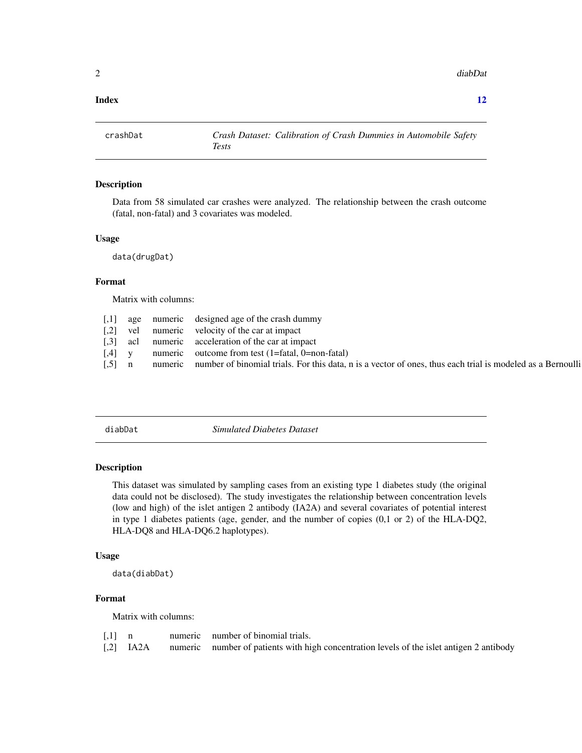**Index** **12**

| crashDat | *Crash Dataset: Calibration of Crash Dummies in Automobile Safety Tests* |
|---|---|

## Description

Data from 58 simulated car crashes were analyzed. The relationship between the crash outcome (fatal, non-fatal) and 3 covariates was modeled.

## Usage

```
data(drugDat)
```

## Format

Matrix with columns:

| | | | |
|---|---|---|---|
| [,1] | age | numeric | designed age of the crash dummy |
| [,2] | vel | numeric | velocity of the car at impact |
| [,3] | acl | numeric | acceleration of the car at impact |
| [,4] | y | numeric | outcome from test (1=fatal, 0=non-fatal) |
| [,5] | n | numeric | number of binomial trials. For this data, n is a vector of ones, thus each trial is modeled as a Bernoulli |

| diabDat | *Simulated Diabetes Dataset* |
|---|---|

## Description

This dataset was simulated by sampling cases from an existing type 1 diabetes study (the original data could not be disclosed). The study investigates the relationship between concentration levels (low and high) of the islet antigen 2 antibody (IA2A) and several covariates of potential interest in type 1 diabetes patients (age, gender, and the number of copies (0,1 or 2) of the HLA-DQ2, HLA-DQ8 and HLA-DQ6.2 haplotypes).

## Usage

```
data(diabDat)
```

## Format

Matrix with columns:

| | | | |
|---|---|---|---|
| [,1] | n | numeric | number of binomial trials. |
| [,2] | IA2A | numeric | number of patients with high concentration levels of the islet antigen 2 antibody |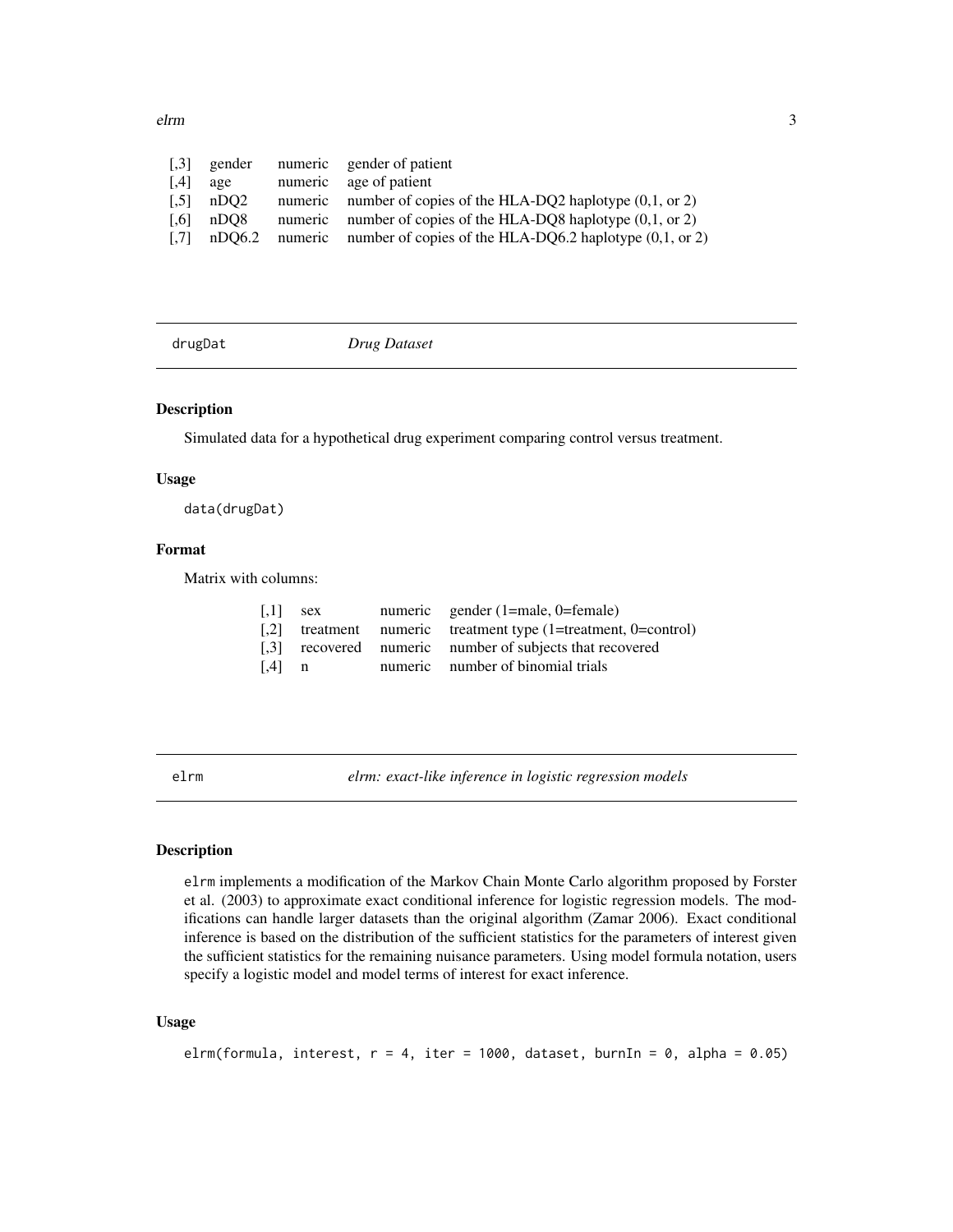| | | | |
|---|---|---|---|
| [,3] | gender | numeric | gender of patient |
| [,4] | age | numeric | age of patient |
| [,5] | nDQ2 | numeric | number of copies of the HLA-DQ2 haplotype (0,1, or 2) |
| [,6] | nDQ8 | numeric | number of copies of the HLA-DQ8 haplotype (0,1, or 2) |
| [,7] | nDQ6.2 | numeric | number of copies of the HLA-DQ6.2 haplotype (0,1, or 2) |

## drugDat *Drug Dataset*

### Description

Simulated data for a hypothetical drug experiment comparing control versus treatment.

### Usage

```
data(drugDat)
```

### Format

Matrix with columns:

| | | | |
|---|---|---|---|
| [,1] | sex | numeric | gender (1=male, 0=female) |
| [,2] | treatment | numeric | treatment type (1=treatment, 0=control) |
| [,3] | recovered | numeric | number of subjects that recovered |
| [,4] | n | numeric | number of binomial trials |

## elrm *elrm: exact-like inference in logistic regression models*

### Description

elrm implements a modification of the Markov Chain Monte Carlo algorithm proposed by Forster et al. (2003) to approximate exact conditional inference for logistic regression models. The modifications can handle larger datasets than the original algorithm (Zamar 2006). Exact conditional inference is based on the distribution of the sufficient statistics for the parameters of interest given the sufficient statistics for the remaining nuisance parameters. Using model formula notation, users specify a logistic model and model terms of interest for exact inference.

### Usage

```
elrm(formula, interest, r = 4, iter = 1000, dataset, burnIn = 0, alpha = 0.05)
```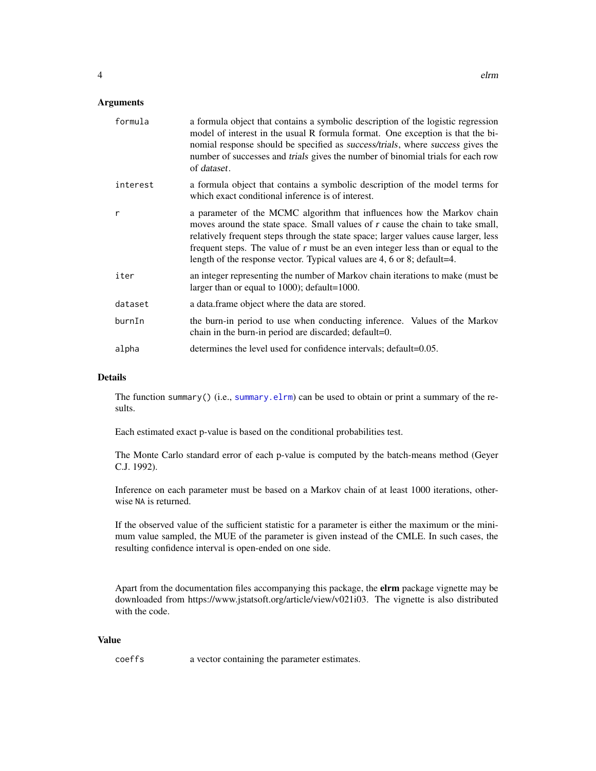## Arguments

| | |
|---|---|
| `formula` | a formula object that contains a symbolic description of the logistic regression model of interest in the usual R formula format. One exception is that the binomial response should be specified as *success/trials*, where *success* gives the number of successes and *trials* gives the number of binomial trials for each row of *dataset*. |
| `interest` | a formula object that contains a symbolic description of the model terms for which exact conditional inference is of interest. |
| `r` | a parameter of the MCMC algorithm that influences how the Markov chain moves around the state space. Small values of *r* cause the chain to take small, relatively frequent steps through the state space; larger values cause larger, less frequent steps. The value of *r* must be an even integer less than or equal to the length of the response vector. Typical values are 4, 6 or 8; default=4. |
| `iter` | an integer representing the number of Markov chain iterations to make (must be larger than or equal to 1000); default=1000. |
| `dataset` | a data.frame object where the data are stored. |
| `burnIn` | the burn-in period to use when conducting inference. Values of the Markov chain in the burn-in period are discarded; default=0. |
| `alpha` | determines the level used for confidence intervals; default=0.05. |

## Details

The function `summary()` (i.e., `summary.elrm`) can be used to obtain or print a summary of the results.

Each estimated exact p-value is based on the conditional probabilities test.

The Monte Carlo standard error of each p-value is computed by the batch-means method (Geyer C.J. 1992).

Inference on each parameter must be based on a Markov chain of at least 1000 iterations, otherwise `NA` is returned.

If the observed value of the sufficient statistic for a parameter is either the maximum or the minimum value sampled, the MUE of the parameter is given instead of the CMLE. In such cases, the resulting confidence interval is open-ended on one side.

Apart from the documentation files accompanying this package, the **elrm** package vignette may be downloaded from https://www.jstatsoft.org/article/view/v021i03. The vignette is also distributed with the code.

## Value

| | |
|---|---|
| `coeffs` | a vector containing the parameter estimates. |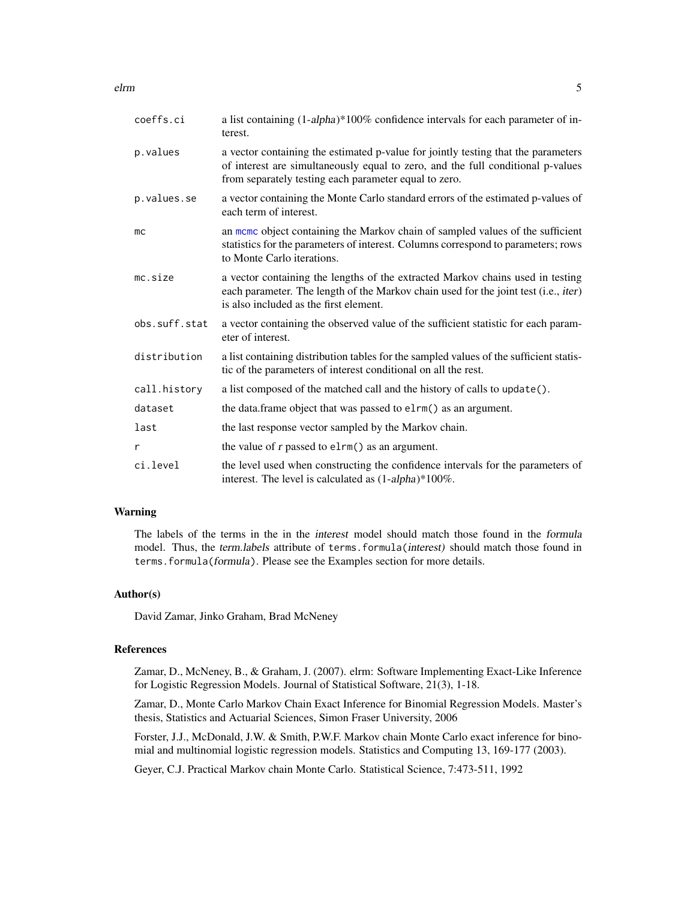| | |
|---|---|
| `coeffs.ci` | a list containing (1-*alpha*)*100% confidence intervals for each parameter of interest. |
| `p.values` | a vector containing the estimated p-value for jointly testing that the parameters of interest are simultaneously equal to zero, and the full conditional p-values from separately testing each parameter equal to zero. |
| `p.values.se` | a vector containing the Monte Carlo standard errors of the estimated p-values of each term of interest. |
| `mc` | an `mcmc` object containing the Markov chain of sampled values of the sufficient statistics for the parameters of interest. Columns correspond to parameters; rows to Monte Carlo iterations. |
| `mc.size` | a vector containing the lengths of the extracted Markov chains used in testing each parameter. The length of the Markov chain used for the joint test (i.e., *iter*) is also included as the first element. |
| `obs.suff.stat` | a vector containing the observed value of the sufficient statistic for each parameter of interest. |
| `distribution` | a list containing distribution tables for the sampled values of the sufficient statistic of the parameters of interest conditional on all the rest. |
| `call.history` | a list composed of the matched call and the history of calls to `update()`. |
| `dataset` | the data.frame object that was passed to `elrm()` as an argument. |
| `last` | the last response vector sampled by the Markov chain. |
| `r` | the value of *r* passed to `elrm()` as an argument. |
| `ci.level` | the level used when constructing the confidence intervals for the parameters of interest. The level is calculated as (1-*alpha*)*100%. |

## Warning

The labels of the terms in the in the *interest* model should match those found in the *formula* model. Thus, the *term.labels* attribute of `terms.formula(`*interest*`)` should match those found in `terms.formula(`*formula*`)`. Please see the Examples section for more details.

## Author(s)

David Zamar, Jinko Graham, Brad McNeney

## References

Zamar, D., McNeney, B., & Graham, J. (2007). elrm: Software Implementing Exact-Like Inference for Logistic Regression Models. Journal of Statistical Software, 21(3), 1-18.

Zamar, D., Monte Carlo Markov Chain Exact Inference for Binomial Regression Models. Master's thesis, Statistics and Actuarial Sciences, Simon Fraser University, 2006

Forster, J.J., McDonald, J.W. & Smith, P.W.F. Markov chain Monte Carlo exact inference for binomial and multinomial logistic regression models. Statistics and Computing 13, 169-177 (2003).

Geyer, C.J. Practical Markov chain Monte Carlo. Statistical Science, 7:473-511, 1992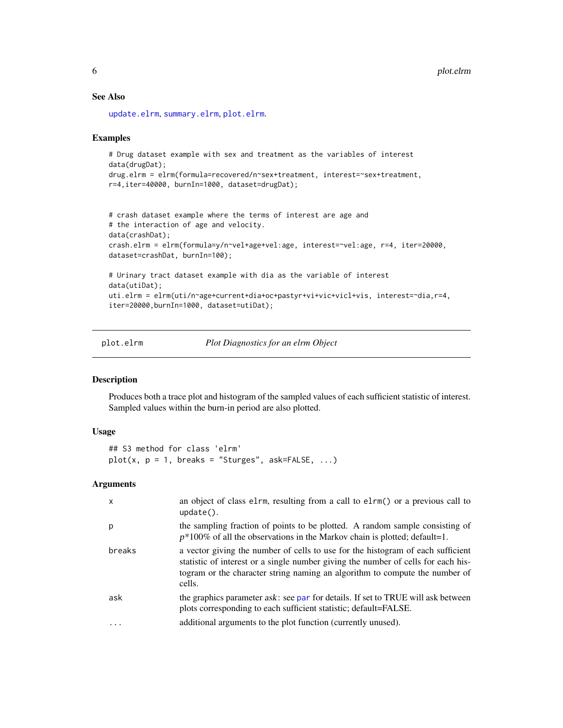## See Also

update.elrm, summary.elrm, plot.elrm.

## Examples

```
# Drug dataset example with sex and treatment as the variables of interest
data(drugDat);
drug.elrm = elrm(formula=recovered/n~sex+treatment, interest=~sex+treatment,
r=4,iter=40000, burnIn=1000, dataset=drugDat);


# crash dataset example where the terms of interest are age and
# the interaction of age and velocity.
data(crashDat);
crash.elrm = elrm(formula=y/n~vel+age+vel:age, interest=~vel:age, r=4, iter=20000,
dataset=crashDat, burnIn=100);

# Urinary tract dataset example with dia as the variable of interest
data(utiDat);
uti.elrm = elrm(uti/n~age+current+dia+oc+pastyr+vi+vic+vicl+vis, interest=~dia,r=4,
iter=20000,burnIn=1000, dataset=utiDat);
```

---

# plot.elrm — *Plot Diagnostics for an elrm Object*

## Description

Produces both a trace plot and histogram of the sampled values of each sufficient statistic of interest. Sampled values within the burn-in period are also plotted.

## Usage

```
## S3 method for class 'elrm'
plot(x, p = 1, breaks = "Sturges", ask=FALSE, ...)
```

## Arguments

| | |
|---|---|
| x | an object of class elrm, resulting from a call to elrm() or a previous call to update(). |
| p | the sampling fraction of points to be plotted. A random sample consisting of $p$*100% of all the observations in the Markov chain is plotted; default=1. |
| breaks | a vector giving the number of cells to use for the histogram of each sufficient statistic of interest or a single number giving the number of cells for each histogram or the character string naming an algorithm to compute the number of cells. |
| ask | the graphics parameter *ask*: see par for details. If set to TRUE will ask between plots corresponding to each sufficient statistic; default=FALSE. |
| ... | additional arguments to the plot function (currently unused). |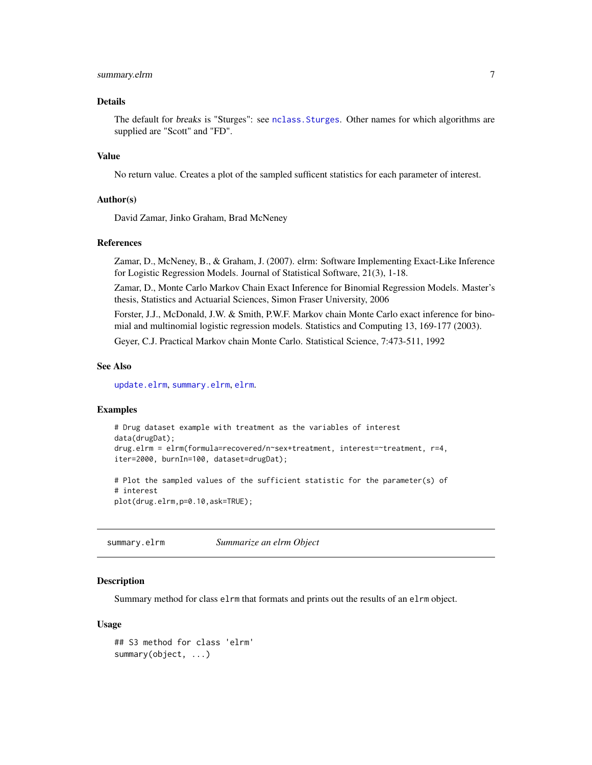### Details

The default for *breaks* is "Sturges": see `nclass.Sturges`. Other names for which algorithms are supplied are "Scott" and "FD".

### Value

No return value. Creates a plot of the sampled sufficent statistics for each parameter of interest.

### Author(s)

David Zamar, Jinko Graham, Brad McNeney

### References

Zamar, D., McNeney, B., & Graham, J. (2007). elrm: Software Implementing Exact-Like Inference for Logistic Regression Models. Journal of Statistical Software, 21(3), 1-18.

Zamar, D., Monte Carlo Markov Chain Exact Inference for Binomial Regression Models. Master's thesis, Statistics and Actuarial Sciences, Simon Fraser University, 2006

Forster, J.J., McDonald, J.W. & Smith, P.W.F. Markov chain Monte Carlo exact inference for binomial and multinomial logistic regression models. Statistics and Computing 13, 169-177 (2003).

Geyer, C.J. Practical Markov chain Monte Carlo. Statistical Science, 7:473-511, 1992

### See Also

`update.elrm`, `summary.elrm`, `elrm`.

### Examples

```
# Drug dataset example with treatment as the variables of interest
data(drugDat);
drug.elrm = elrm(formula=recovered/n~sex+treatment, interest=~treatment, r=4,
iter=2000, burnIn=100, dataset=drugDat);

# Plot the sampled values of the sufficient statistic for the parameter(s) of
# interest
plot(drug.elrm,p=0.10,ask=TRUE);
```

---

## summary.elrm *Summarize an elrm Object*

### Description

Summary method for class `elrm` that formats and prints out the results of an `elrm` object.

### Usage

```
## S3 method for class 'elrm'
summary(object, ...)
```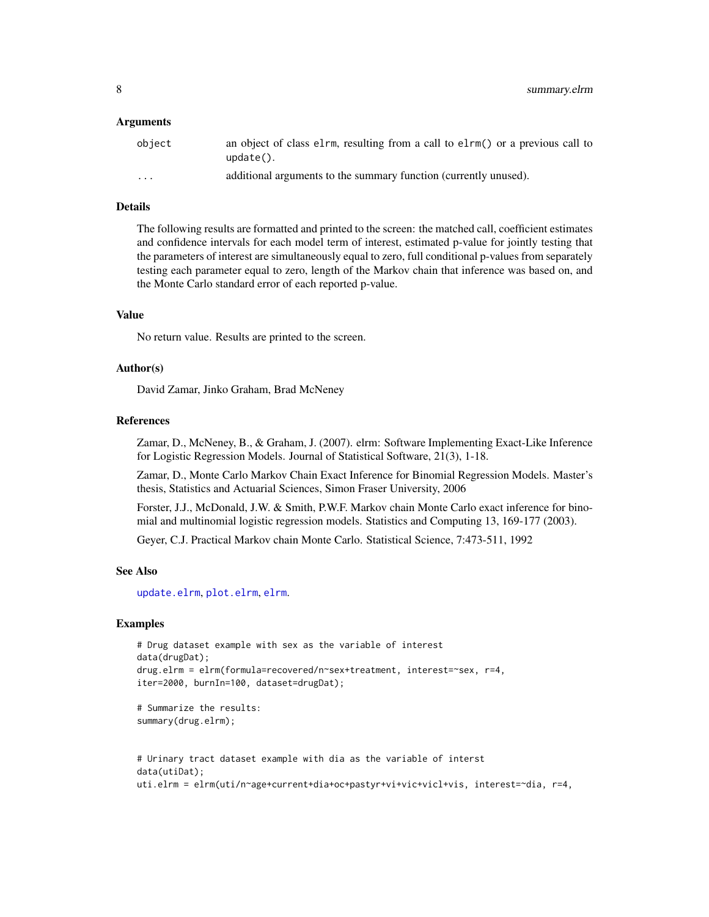### Arguments

| | |
|---|---|
| object | an object of class elrm, resulting from a call to elrm() or a previous call to update(). |
| ... | additional arguments to the summary function (currently unused). |

### Details

The following results are formatted and printed to the screen: the matched call, coefficient estimates and confidence intervals for each model term of interest, estimated p-value for jointly testing that the parameters of interest are simultaneously equal to zero, full conditional p-values from separately testing each parameter equal to zero, length of the Markov chain that inference was based on, and the Monte Carlo standard error of each reported p-value.

### Value

No return value. Results are printed to the screen.

### Author(s)

David Zamar, Jinko Graham, Brad McNeney

### References

Zamar, D., McNeney, B., & Graham, J. (2007). elrm: Software Implementing Exact-Like Inference for Logistic Regression Models. Journal of Statistical Software, 21(3), 1-18.

Zamar, D., Monte Carlo Markov Chain Exact Inference for Binomial Regression Models. Master's thesis, Statistics and Actuarial Sciences, Simon Fraser University, 2006

Forster, J.J., McDonald, J.W. & Smith, P.W.F. Markov chain Monte Carlo exact inference for binomial and multinomial logistic regression models. Statistics and Computing 13, 169-177 (2003).

Geyer, C.J. Practical Markov chain Monte Carlo. Statistical Science, 7:473-511, 1992

### See Also

update.elrm, plot.elrm, elrm.

### Examples

```
# Drug dataset example with sex as the variable of interest
data(drugDat);
drug.elrm = elrm(formula=recovered/n~sex+treatment, interest=~sex, r=4,
iter=2000, burnIn=100, dataset=drugDat);

# Summarize the results:
summary(drug.elrm);


# Urinary tract dataset example with dia as the variable of interst
data(utiDat);
uti.elrm = elrm(uti/n~age+current+dia+oc+pastyr+vi+vic+vicl+vis, interest=~dia, r=4,
```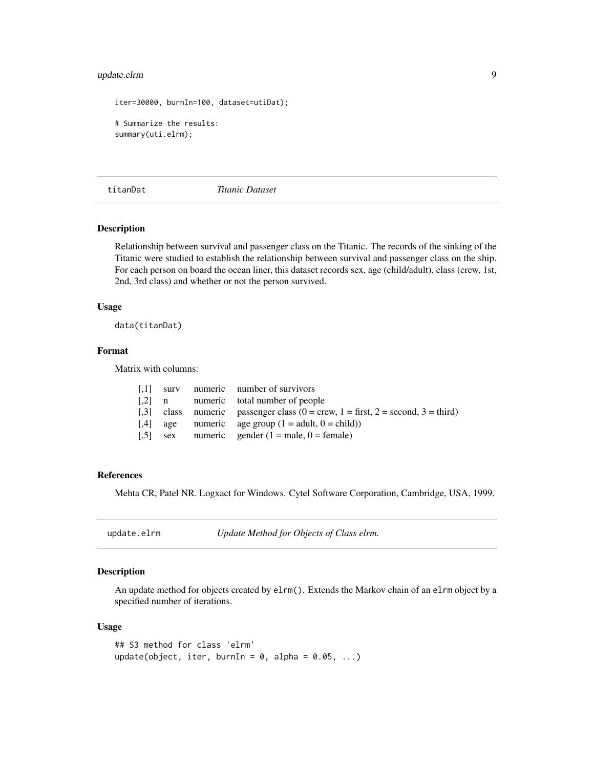```
iter=30000, burnIn=100, dataset=utiDat);

# Summarize the results:
summary(uti.elrm);
```

---

## titanDat *Titanic Dataset*

### Description

Relationship between survival and passenger class on the Titanic. The records of the sinking of the Titanic were studied to establish the relationship between survival and passenger class on the ship. For each person on board the ocean liner, this dataset records sex, age (child/adult), class (crew, 1st, 2nd, 3rd class) and whether or not the person survived.

### Usage

```
data(titanDat)
```

### Format

Matrix with columns:

| | | | |
|---|---|---|---|
| [,1] | surv | numeric | number of survivors |
| [,2] | n | numeric | total number of people |
| [,3] | class | numeric | passenger class (0 = crew, 1 = first, 2 = second, 3 = third) |
| [,4] | age | numeric | age group (1 = adult, 0 = child)) |
| [,5] | sex | numeric | gender (1 = male, 0 = female) |

### References

Mehta CR, Patel NR. Logxact for Windows. Cytel Software Corporation, Cambridge, USA, 1999.

---

## update.elrm *Update Method for Objects of Class elrm.*

### Description

An update method for objects created by elrm(). Extends the Markov chain of an elrm object by a specified number of iterations.

### Usage

```
## S3 method for class 'elrm'
update(object, iter, burnIn = 0, alpha = 0.05, ...)
```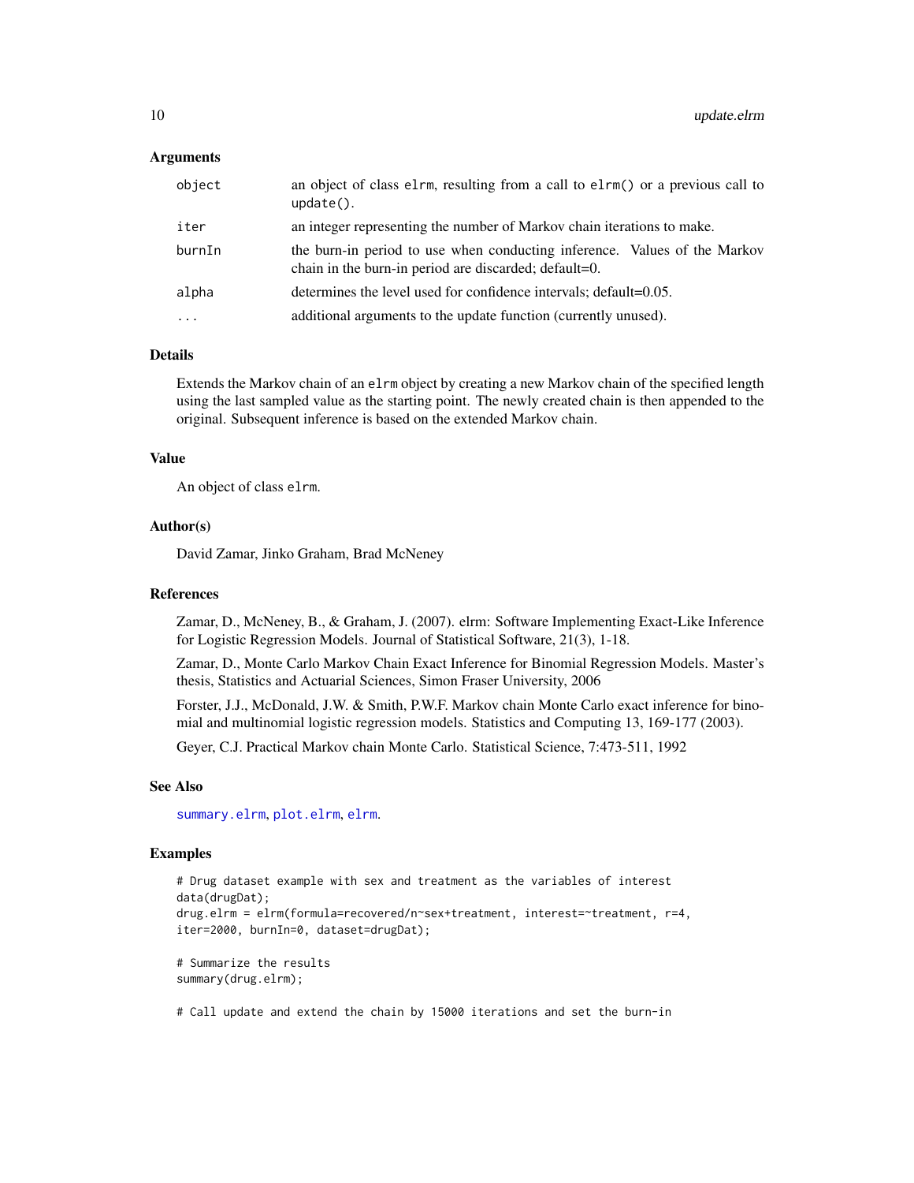### Arguments

| | |
|---|---|
| object | an object of class elrm, resulting from a call to elrm() or a previous call to update(). |
| iter | an integer representing the number of Markov chain iterations to make. |
| burnIn | the burn-in period to use when conducting inference. Values of the Markov chain in the burn-in period are discarded; default=0. |
| alpha | determines the level used for confidence intervals; default=0.05. |
| ... | additional arguments to the update function (currently unused). |

### Details

Extends the Markov chain of an elrm object by creating a new Markov chain of the specified length using the last sampled value as the starting point. The newly created chain is then appended to the original. Subsequent inference is based on the extended Markov chain.

### Value

An object of class elrm.

### Author(s)

David Zamar, Jinko Graham, Brad McNeney

### References

Zamar, D., McNeney, B., & Graham, J. (2007). elrm: Software Implementing Exact-Like Inference for Logistic Regression Models. Journal of Statistical Software, 21(3), 1-18.

Zamar, D., Monte Carlo Markov Chain Exact Inference for Binomial Regression Models. Master's thesis, Statistics and Actuarial Sciences, Simon Fraser University, 2006

Forster, J.J., McDonald, J.W. & Smith, P.W.F. Markov chain Monte Carlo exact inference for binomial and multinomial logistic regression models. Statistics and Computing 13, 169-177 (2003).

Geyer, C.J. Practical Markov chain Monte Carlo. Statistical Science, 7:473-511, 1992

### See Also

summary.elrm, plot.elrm, elrm.

### Examples

```
# Drug dataset example with sex and treatment as the variables of interest
data(drugDat);
drug.elrm = elrm(formula=recovered/n~sex+treatment, interest=~treatment, r=4,
iter=2000, burnIn=0, dataset=drugDat);

# Summarize the results
summary(drug.elrm);

# Call update and extend the chain by 15000 iterations and set the burn-in
```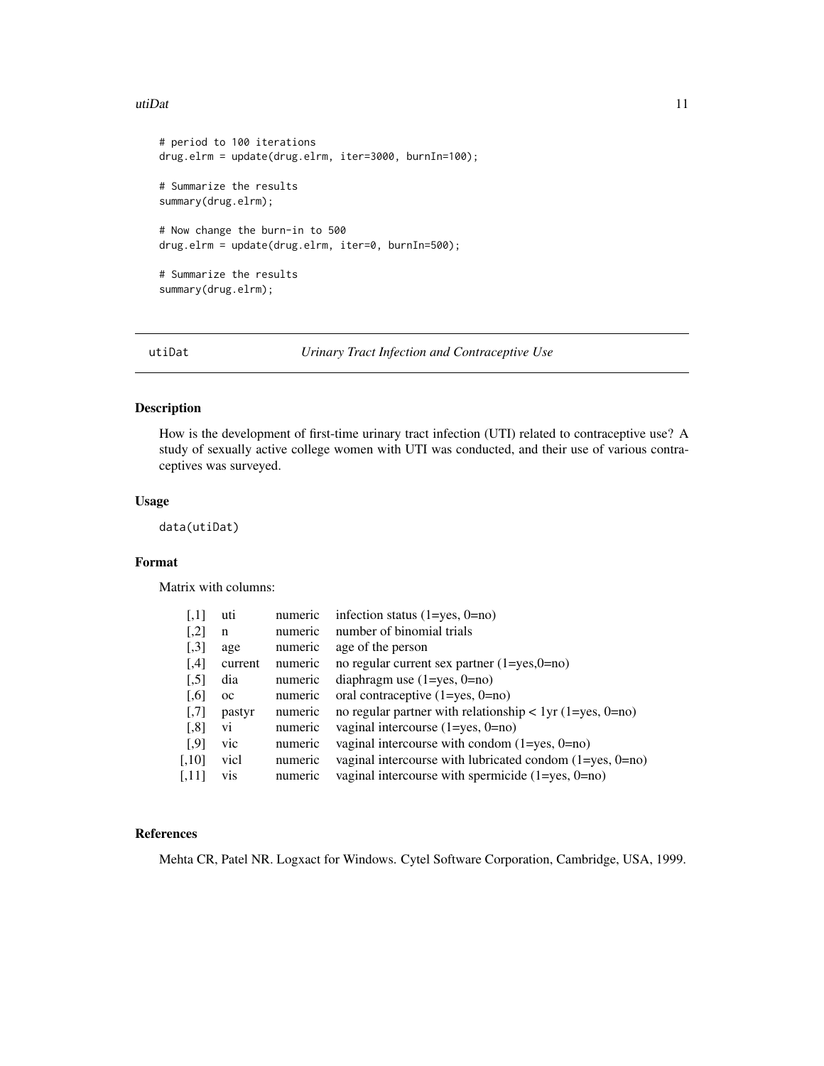```
# period to 100 iterations
drug.elrm = update(drug.elrm, iter=3000, burnIn=100);

# Summarize the results
summary(drug.elrm);

# Now change the burn-in to 500
drug.elrm = update(drug.elrm, iter=0, burnIn=500);

# Summarize the results
summary(drug.elrm);
```

## utiDat — *Urinary Tract Infection and Contraceptive Use*

### Description

How is the development of first-time urinary tract infection (UTI) related to contraceptive use? A study of sexually active college women with UTI was conducted, and their use of various contraceptives was surveyed.

### Usage

```
data(utiDat)
```

### Format

Matrix with columns:

| | | | |
|---|---|---|---|
| [,1] | uti | numeric | infection status (1=yes, 0=no) |
| [,2] | n | numeric | number of binomial trials |
| [,3] | age | numeric | age of the person |
| [,4] | current | numeric | no regular current sex partner (1=yes,0=no) |
| [,5] | dia | numeric | diaphragm use (1=yes, 0=no) |
| [,6] | oc | numeric | oral contraceptive (1=yes, 0=no) |
| [,7] | pastyr | numeric | no regular partner with relationship < 1yr (1=yes, 0=no) |
| [,8] | vi | numeric | vaginal intercourse (1=yes, 0=no) |
| [,9] | vic | numeric | vaginal intercourse with condom (1=yes, 0=no) |
| [,10] | vicl | numeric | vaginal intercourse with lubricated condom (1=yes, 0=no) |
| [,11] | vis | numeric | vaginal intercourse with spermicide (1=yes, 0=no) |

### References

Mehta CR, Patel NR. Logxact for Windows. Cytel Software Corporation, Cambridge, USA, 1999.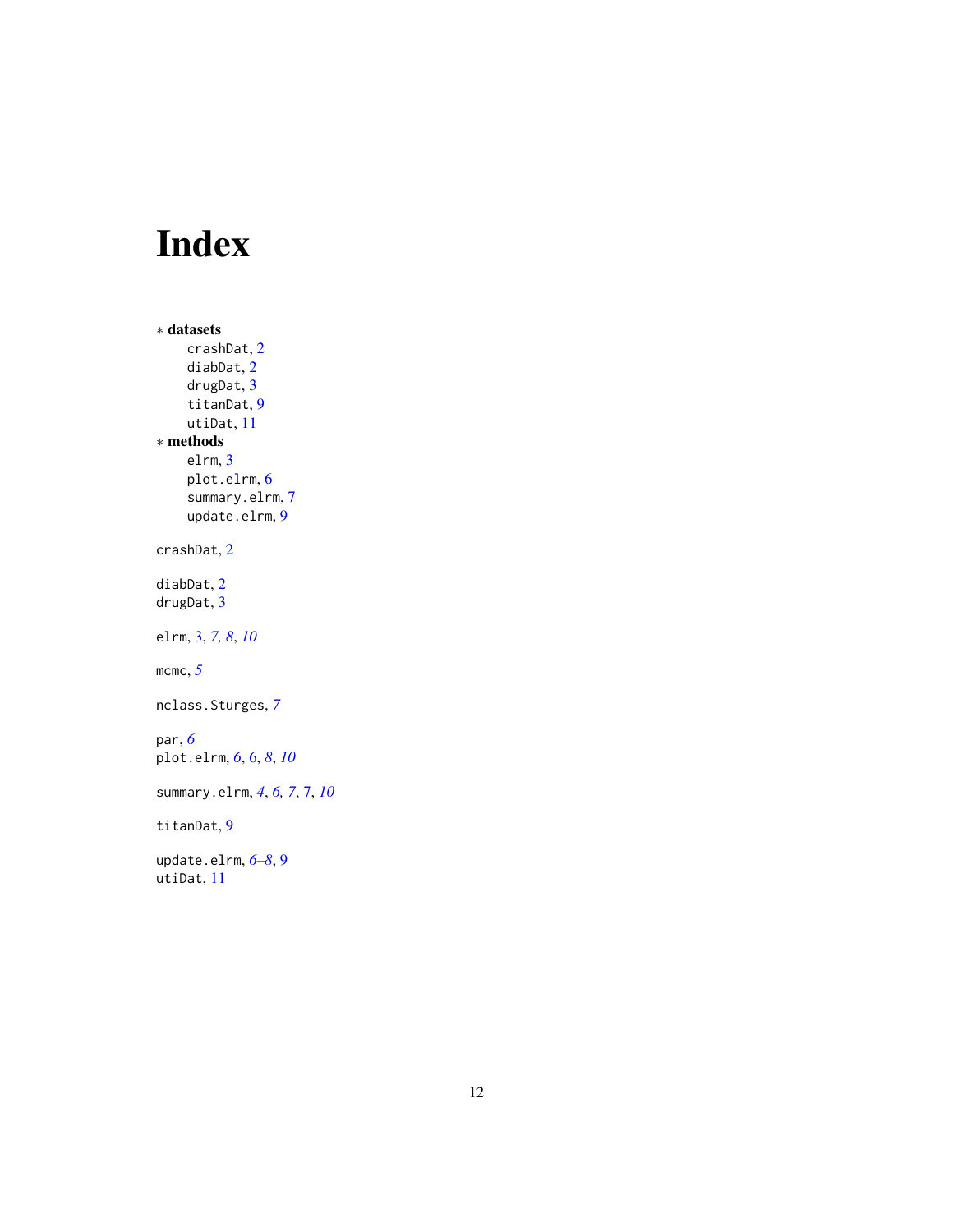# Index

* **datasets**
    - crashDat, 2
    - diabDat, 2
    - drugDat, 3
    - titanDat, 9
    - utiDat, 11

* **methods**
    - elrm, 3
    - plot.elrm, 6
    - summary.elrm, 7
    - update.elrm, 9

crashDat, 2

diabDat, 2
drugDat, 3

elrm, 3, *7, 8*, *10*

mcmc, *5*

nclass.Sturges, *7*

par, *6*
plot.elrm, *6*, 6, *8*, *10*

summary.elrm, *4*, *6, 7*, 7, *10*

titanDat, 9

update.elrm, *6–8*, 9
utiDat, 11